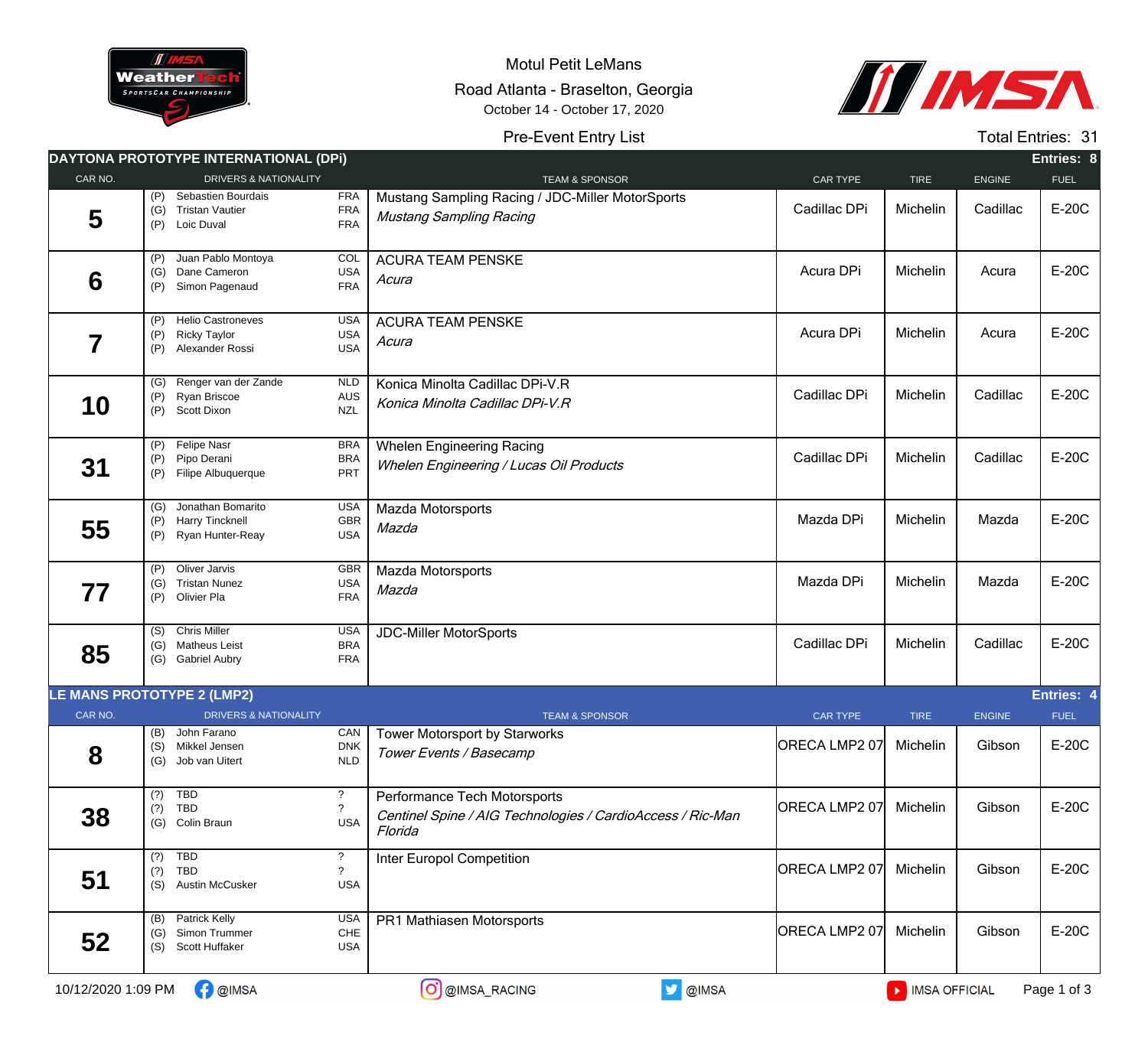Motul Petit LeMans

Road Atlanta - Braselton, Georgia

October 14 - October 17, 2020

Pre-Event Entry List

Total Entries: 31

## DAYTONA PROTOTYPE INTERNATIONAL (DPi) — Entries: 8

| CAR NO. | DRIVERS & NATIONALITY | TEAM & SPONSOR | CAR TYPE | TIRE | ENGINE | FUEL |
|---|---|---|---|---|---|---|
| 5 | (P) Sebastien Bourdais FRA<br>(G) Tristan Vautier FRA<br>(P) Loic Duval FRA | Mustang Sampling Racing / JDC-Miller MotorSports<br>*Mustang Sampling Racing* | Cadillac DPi | Michelin | Cadillac | E-20C |
| 6 | (P) Juan Pablo Montoya COL<br>(G) Dane Cameron USA<br>(P) Simon Pagenaud FRA | ACURA TEAM PENSKE<br>*Acura* | Acura DPi | Michelin | Acura | E-20C |
| 7 | (P) Helio Castroneves USA<br>(P) Ricky Taylor USA<br>(P) Alexander Rossi USA | ACURA TEAM PENSKE<br>*Acura* | Acura DPi | Michelin | Acura | E-20C |
| 10 | (G) Renger van der Zande NLD<br>(P) Ryan Briscoe AUS<br>(P) Scott Dixon NZL | Konica Minolta Cadillac DPi-V.R<br>*Konica Minolta Cadillac DPi-V.R* | Cadillac DPi | Michelin | Cadillac | E-20C |
| 31 | (P) Felipe Nasr BRA<br>(P) Pipo Derani BRA<br>(P) Filipe Albuquerque PRT | Whelen Engineering Racing<br>*Whelen Engineering / Lucas Oil Products* | Cadillac DPi | Michelin | Cadillac | E-20C |
| 55 | (G) Jonathan Bomarito USA<br>(P) Harry Tincknell GBR<br>(P) Ryan Hunter-Reay USA | Mazda Motorsports<br>*Mazda* | Mazda DPi | Michelin | Mazda | E-20C |
| 77 | (P) Oliver Jarvis GBR<br>(G) Tristan Nunez USA<br>(P) Olivier Pla FRA | Mazda Motorsports<br>*Mazda* | Mazda DPi | Michelin | Mazda | E-20C |
| 85 | (S) Chris Miller USA<br>(G) Matheus Leist BRA<br>(G) Gabriel Aubry FRA | JDC-Miller MotorSports | Cadillac DPi | Michelin | Cadillac | E-20C |

## LE MANS PROTOTYPE 2 (LMP2) — Entries: 4

| CAR NO. | DRIVERS & NATIONALITY | TEAM & SPONSOR | CAR TYPE | TIRE | ENGINE | FUEL |
|---|---|---|---|---|---|---|
| 8 | (B) John Farano CAN<br>(S) Mikkel Jensen DNK<br>(G) Job van Uitert NLD | Tower Motorsport by Starworks<br>*Tower Events / Basecamp* | ORECA LMP2 07 | Michelin | Gibson | E-20C |
| 38 | (?) TBD ?<br>(?) TBD ?<br>(G) Colin Braun USA | Performance Tech Motorsports<br>*Centinel Spine / AIG Technologies / CardioAccess / Ric-Man Florida* | ORECA LMP2 07 | Michelin | Gibson | E-20C |
| 51 | (?) TBD ?<br>(?) TBD ?<br>(S) Austin McCusker USA | Inter Europol Competition | ORECA LMP2 07 | Michelin | Gibson | E-20C |
| 52 | (B) Patrick Kelly USA<br>(G) Simon Trummer CHE<br>(S) Scott Huffaker USA | PR1 Mathiasen Motorsports | ORECA LMP2 07 | Michelin | Gibson | E-20C |

10/12/2020 1:09 PM @IMSA @IMSA_RACING @IMSA IMSA OFFICIAL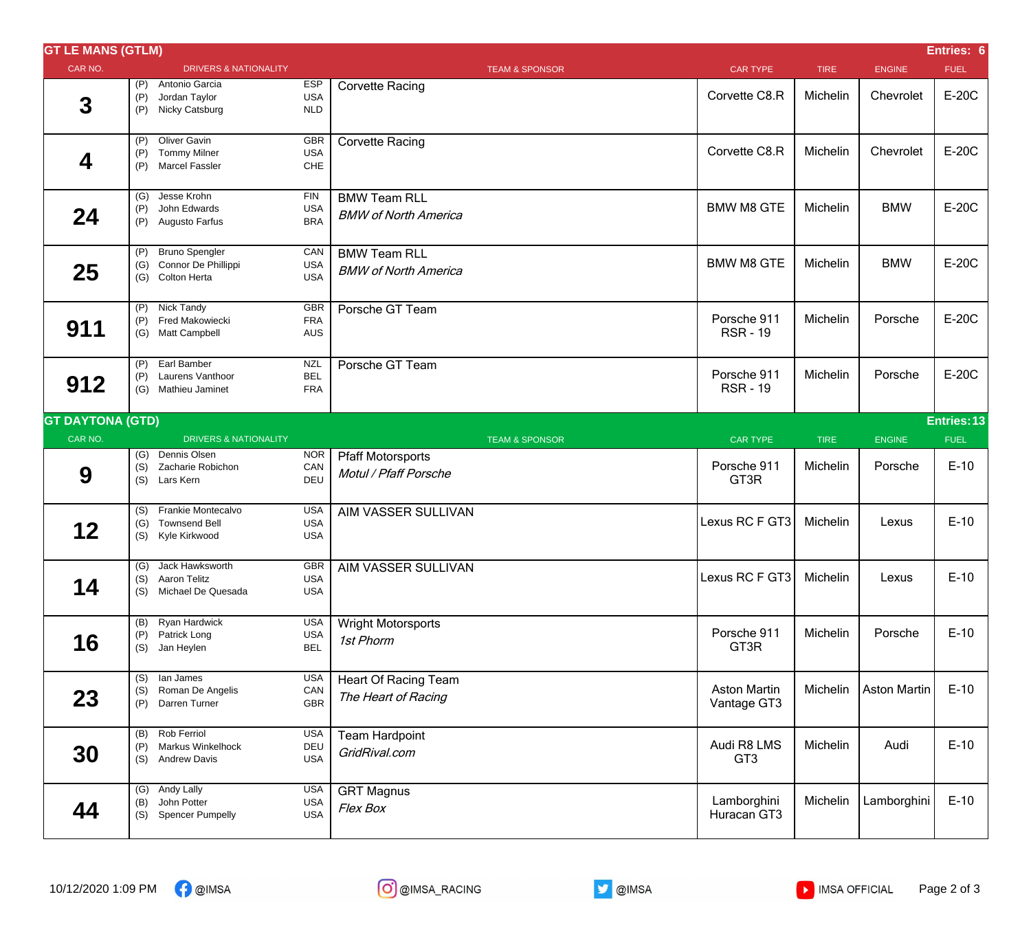## GT LE MANS (GTLM)

**Entries: 6**

| CAR NO. | DRIVERS & NATIONALITY | TEAM & SPONSOR | CAR TYPE | TIRE | ENGINE | FUEL |
|---|---|---|---|---|---|---|
| 3 | (P) Antonio Garcia ESP<br>(P) Jordan Taylor USA<br>(P) Nicky Catsburg NLD | Corvette Racing | Corvette C8.R | Michelin | Chevrolet | E-20C |
| 4 | (P) Oliver Gavin GBR<br>(P) Tommy Milner USA<br>(P) Marcel Fassler CHE | Corvette Racing | Corvette C8.R | Michelin | Chevrolet | E-20C |
| 24 | (G) Jesse Krohn FIN<br>(P) John Edwards USA<br>(P) Augusto Farfus BRA | BMW Team RLL<br>*BMW of North America* | BMW M8 GTE | Michelin | BMW | E-20C |
| 25 | (P) Bruno Spengler CAN<br>(G) Connor De Phillippi USA<br>(G) Colton Herta USA | BMW Team RLL<br>*BMW of North America* | BMW M8 GTE | Michelin | BMW | E-20C |
| 911 | (P) Nick Tandy GBR<br>(P) Fred Makowiecki FRA<br>(G) Matt Campbell AUS | Porsche GT Team | Porsche 911 RSR - 19 | Michelin | Porsche | E-20C |
| 912 | (P) Earl Bamber NZL<br>(P) Laurens Vanthoor BEL<br>(G) Mathieu Jaminet FRA | Porsche GT Team | Porsche 911 RSR - 19 | Michelin | Porsche | E-20C |

## GT DAYTONA (GTD)

**Entries: 13**

| CAR NO. | DRIVERS & NATIONALITY | TEAM & SPONSOR | CAR TYPE | TIRE | ENGINE | FUEL |
|---|---|---|---|---|---|---|
| 9 | (G) Dennis Olsen NOR<br>(S) Zacharie Robichon CAN<br>(S) Lars Kern DEU | Pfaff Motorsports<br>*Motul / Pfaff Porsche* | Porsche 911 GT3R | Michelin | Porsche | E-10 |
| 12 | (S) Frankie Montecalvo USA<br>(G) Townsend Bell USA<br>(S) Kyle Kirkwood USA | AIM VASSER SULLIVAN | Lexus RC F GT3 | Michelin | Lexus | E-10 |
| 14 | (G) Jack Hawksworth GBR<br>(S) Aaron Telitz USA<br>(S) Michael De Quesada USA | AIM VASSER SULLIVAN | Lexus RC F GT3 | Michelin | Lexus | E-10 |
| 16 | (B) Ryan Hardwick USA<br>(P) Patrick Long USA<br>(S) Jan Heylen BEL | Wright Motorsports<br>*1st Phorm* | Porsche 911 GT3R | Michelin | Porsche | E-10 |
| 23 | (S) Ian James USA<br>(S) Roman De Angelis CAN<br>(P) Darren Turner GBR | Heart Of Racing Team<br>*The Heart of Racing* | Aston Martin Vantage GT3 | Michelin | Aston Martin | E-10 |
| 30 | (B) Rob Ferriol USA<br>(P) Markus Winkelhock DEU<br>(S) Andrew Davis USA | Team Hardpoint<br>*GridRival.com* | Audi R8 LMS GT3 | Michelin | Audi | E-10 |
| 44 | (G) Andy Lally USA<br>(B) John Potter USA<br>(S) Spencer Pumpelly USA | GRT Magnus<br>*Flex Box* | Lamborghini Huracan GT3 | Michelin | Lamborghini | E-10 |

10/12/2020 1:09 PM @IMSA @IMSA_RACING @IMSA IMSA OFFICIAL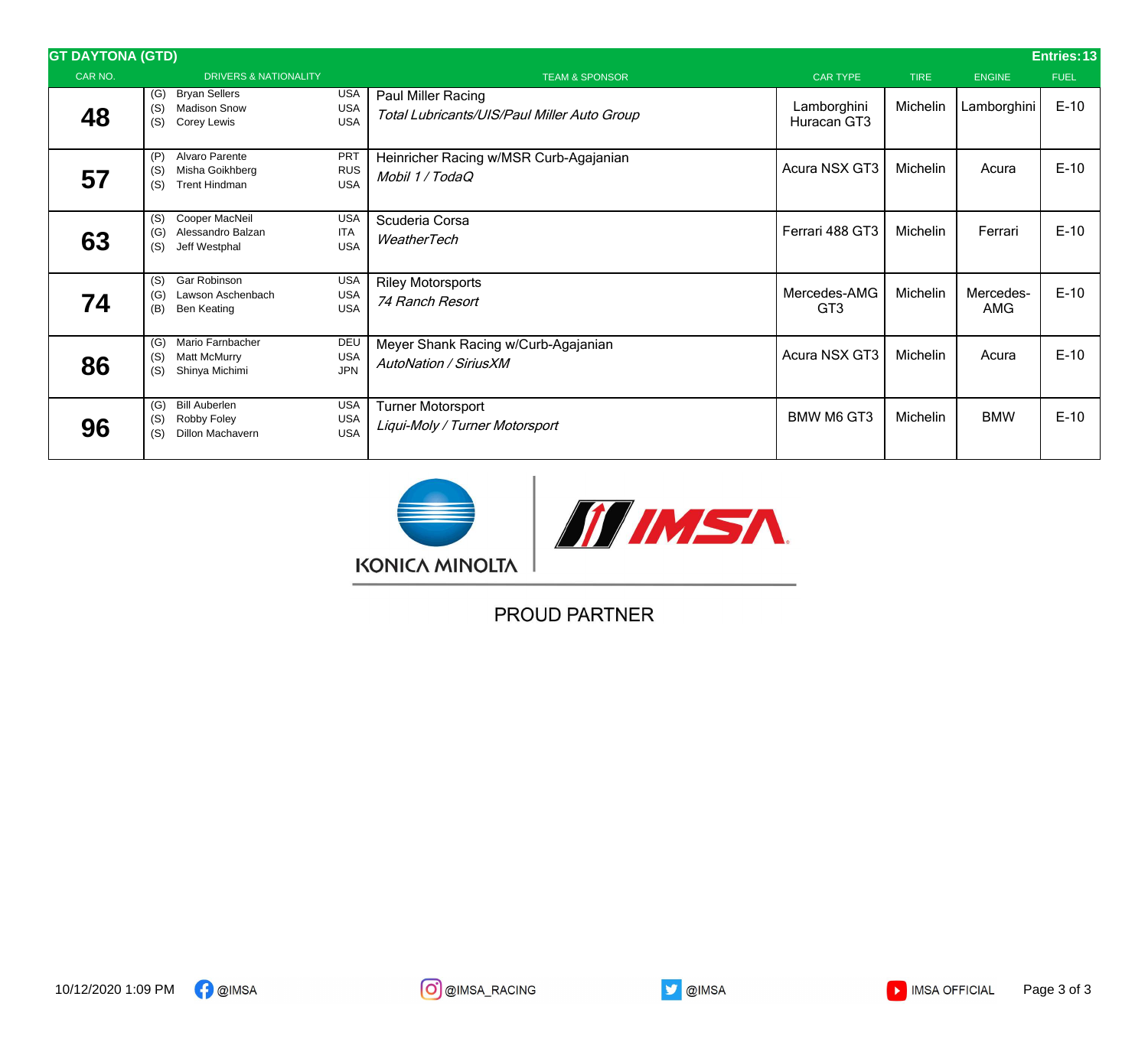## GT DAYTONA (GTD)

Entries: 13

| CAR NO. | DRIVERS & NATIONALITY | TEAM & SPONSOR | CAR TYPE | TIRE | ENGINE | FUEL |
|---|---|---|---|---|---|---|
| 48 | (G) Bryan Sellers USA<br>(S) Madison Snow USA<br>(S) Corey Lewis USA | Paul Miller Racing<br>*Total Lubricants/UIS/Paul Miller Auto Group* | Lamborghini Huracan GT3 | Michelin | Lamborghini | E-10 |
| 57 | (P) Alvaro Parente PRT<br>(S) Misha Goikhberg RUS<br>(S) Trent Hindman USA | Heinricher Racing w/MSR Curb-Agajanian<br>*Mobil 1 / TodaQ* | Acura NSX GT3 | Michelin | Acura | E-10 |
| 63 | (S) Cooper MacNeil USA<br>(G) Alessandro Balzan ITA<br>(S) Jeff Westphal USA | Scuderia Corsa<br>*WeatherTech* | Ferrari 488 GT3 | Michelin | Ferrari | E-10 |
| 74 | (S) Gar Robinson USA<br>(G) Lawson Aschenbach USA<br>(B) Ben Keating USA | Riley Motorsports<br>*74 Ranch Resort* | Mercedes-AMG GT3 | Michelin | Mercedes-AMG | E-10 |
| 86 | (G) Mario Farnbacher DEU<br>(S) Matt McMurry USA<br>(S) Shinya Michimi JPN | Meyer Shank Racing w/Curb-Agajanian<br>*AutoNation / SiriusXM* | Acura NSX GT3 | Michelin | Acura | E-10 |
| 96 | (G) Bill Auberlen USA<br>(S) Robby Foley USA<br>(S) Dillon Machavern USA | Turner Motorsport<br>*Liqui-Moly / Turner Motorsport* | BMW M6 GT3 | Michelin | BMW | E-10 |

KONICA MINOLTA | IMSA

PROUD PARTNER

10/12/2020 1:09 PM @IMSA @IMSA_RACING @IMSA IMSA OFFICIAL